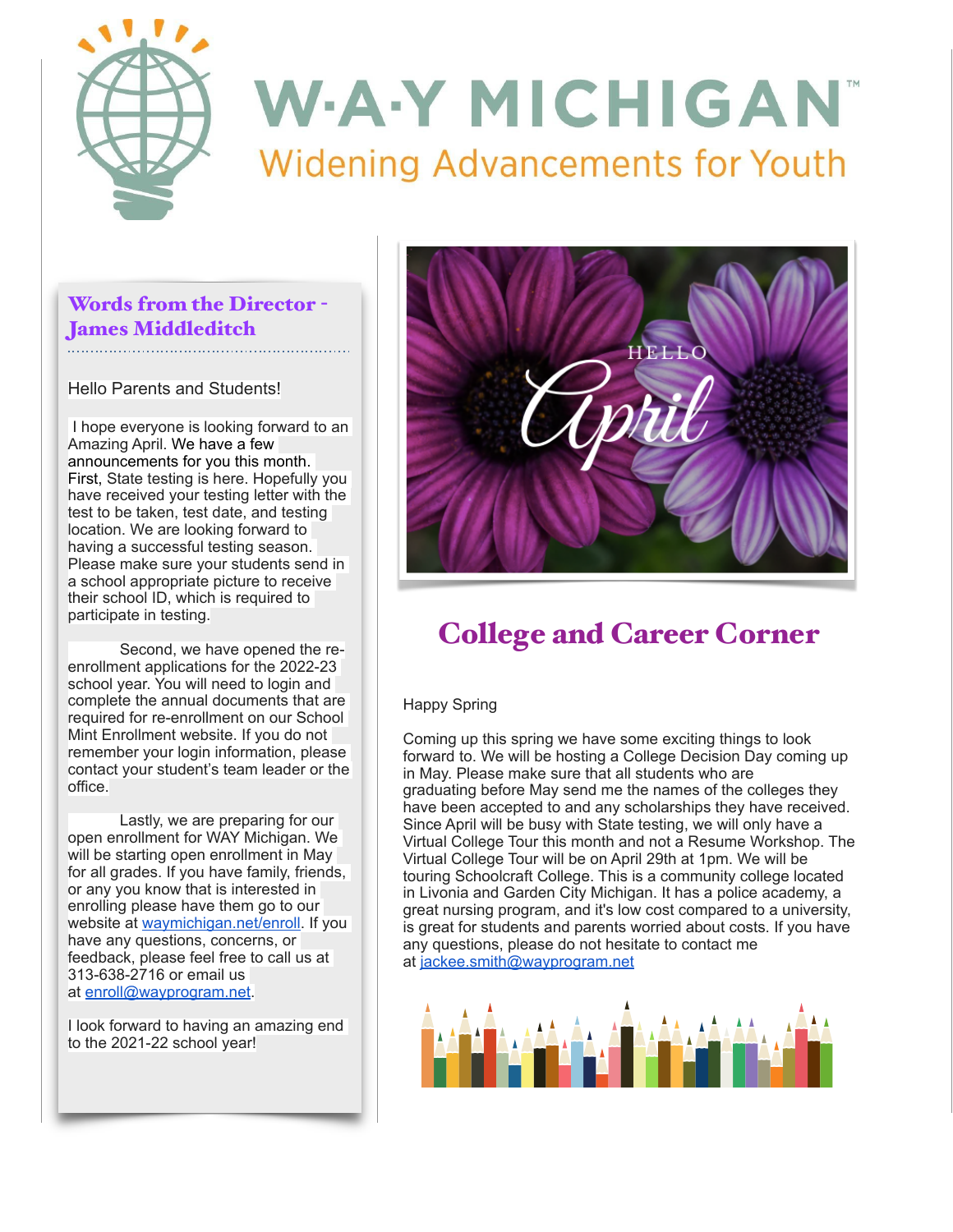# W·A·Y MICHIGAN™

Widening Advancements for Youth

## Words from the Director - James Middleditch

Hello Parents and Students!

I hope everyone is looking forward to an Amazing April. We have a few announcements for you this month. First, State testing is here. Hopefully you have received your testing letter with the test to be taken, test date, and testing location. We are looking forward to having a successful testing season. Please make sure your students send in a school appropriate picture to receive their school ID, which is required to participate in testing.

Second, we have opened the re-enrollment applications for the 2022-23 school year. You will need to login and complete the annual documents that are required for re-enrollment on our School Mint Enrollment website. If you do not remember your login information, please contact your student's team leader or the office.

Lastly, we are preparing for our open enrollment for WAY Michigan. We will be starting open enrollment in May for all grades. If you have family, friends, or any you know that is interested in enrolling please have them go to our website at waymichigan.net/enroll. If you have any questions, concerns, or feedback, please feel free to call us at 313-638-2716 or email us at enroll@wayprogram.net.

I look forward to having an amazing end to the 2021-22 school year!

HELLO April

## College and Career Corner

Happy Spring

Coming up this spring we have some exciting things to look forward to. We will be hosting a College Decision Day coming up in May. Please make sure that all students who are graduating before May send me the names of the colleges they have been accepted to and any scholarships they have received. Since April will be busy with State testing, we will only have a Virtual College Tour this month and not a Resume Workshop. The Virtual College Tour will be on April 29th at 1pm. We will be touring Schoolcraft College. This is a community college located in Livonia and Garden City Michigan. It has a police academy, a great nursing program, and it's low cost compared to a university, is great for students and parents worried about costs. If you have any questions, please do not hesitate to contact me at jackee.smith@wayprogram.net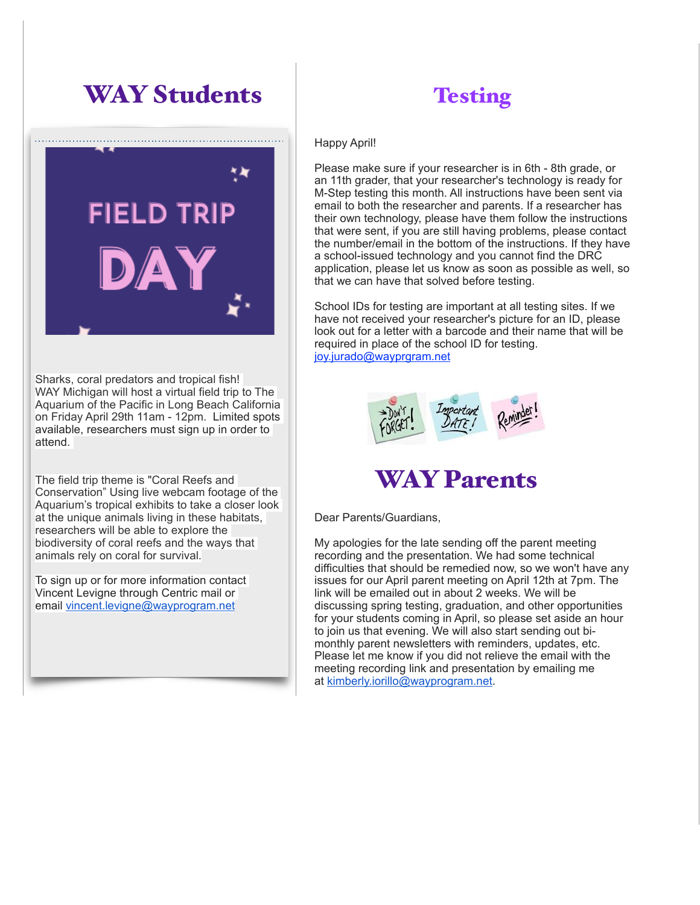## WAY Students

FIELD TRIP DAY

Sharks, coral predators and tropical fish! WAY Michigan will host a virtual field trip to The Aquarium of the Pacific in Long Beach California on Friday April 29th 11am - 12pm. Limited spots available, researchers must sign up in order to attend.

The field trip theme is "Coral Reefs and Conservation" Using live webcam footage of the Aquarium's tropical exhibits to take a closer look at the unique animals living in these habitats, researchers will be able to explore the biodiversity of coral reefs and the ways that animals rely on coral for survival.

To sign up or for more information contact Vincent Levigne through Centric mail or email vincent.levigne@wayprogram.net

## Testing

Happy April!

Please make sure if your researcher is in 6th - 8th grade, or an 11th grader, that your researcher's technology is ready for M-Step testing this month. All instructions have been sent via email to both the researcher and parents. If a researcher has their own technology, please have them follow the instructions that were sent, if you are still having problems, please contact the number/email in the bottom of the instructions. If they have a school-issued technology and you cannot find the DRC application, please let us know as soon as possible as well, so that we can have that solved before testing.

School IDs for testing are important at all testing sites. If we have not received your researcher's picture for an ID, please look out for a letter with a barcode and their name that will be required in place of the school ID for testing.
joy.jurado@wayprgram.net

## WAY Parents

Dear Parents/Guardians,

My apologies for the late sending off the parent meeting recording and the presentation. We had some technical difficulties that should be remedied now, so we won't have any issues for our April parent meeting on April 12th at 7pm. The link will be emailed out in about 2 weeks. We will be discussing spring testing, graduation, and other opportunities for your students coming in April, so please set aside an hour to join us that evening. We will also start sending out bi-monthly parent newsletters with reminders, updates, etc. Please let me know if you did not relieve the email with the meeting recording link and presentation by emailing me at kimberly.iorillo@wayprogram.net.